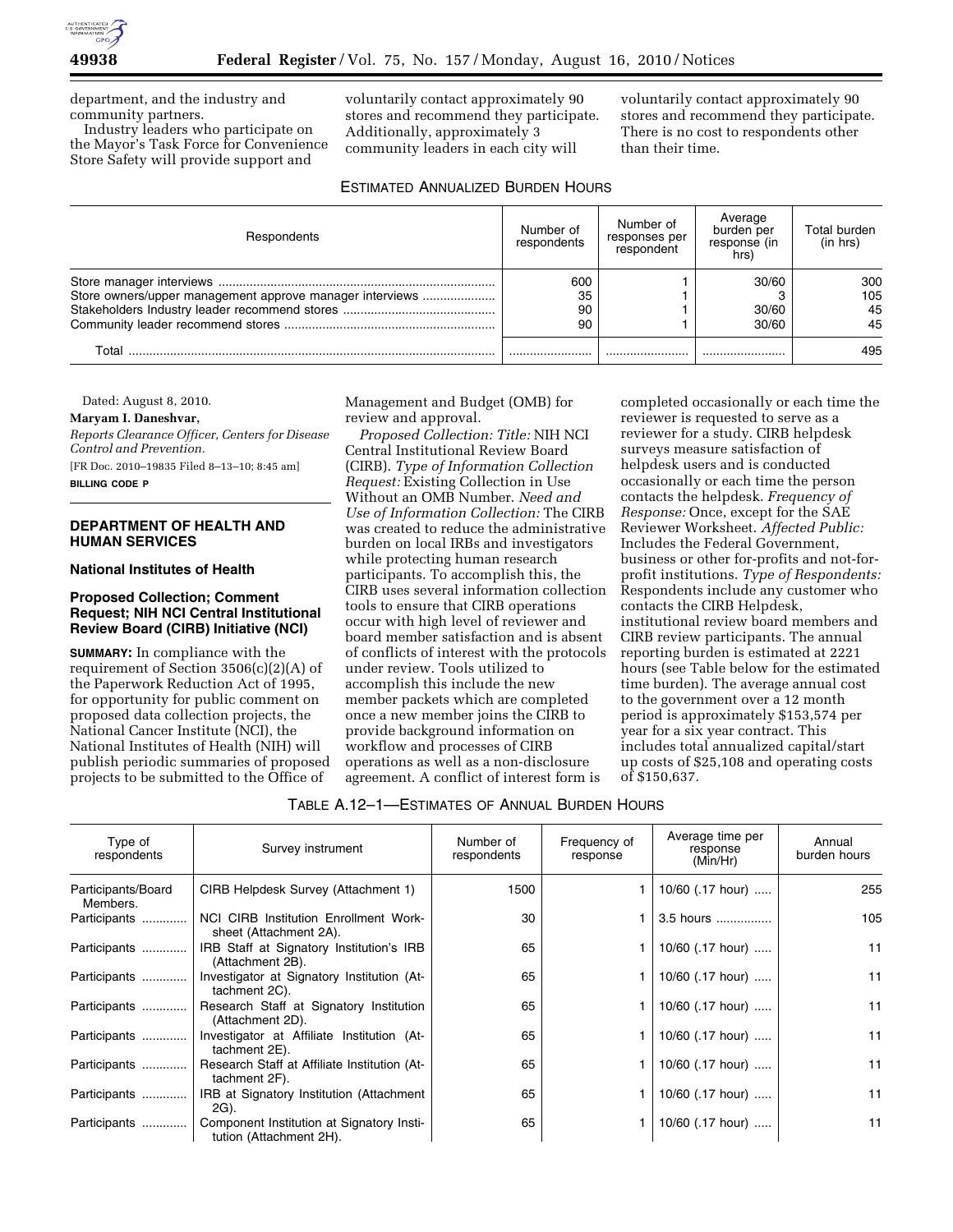department, and the industry and community partners.

Industry leaders who participate on the Mayor's Task Force for Convenience Store Safety will provide support and voluntarily contact approximately 90 stores and recommend they participate. Additionally, approximately 3 community leaders in each city will voluntarily contact approximately 90 stores and recommend they participate. There is no cost to respondents other than their time.

ESTIMATED ANNUALIZED BURDEN HOURS

| Respondents | Number of respondents | Number of responses per respondent | Average burden per response (in hrs) | Total burden (in hrs) |
|---|---|---|---|---|
| Store manager interviews | 600 | 1 | 30/60 | 300 |
| Store owners/upper management approve manager interviews | 35 | 1 | 3 | 105 |
| Stakeholders Industry leader recommend stores | 90 | 1 | 30/60 | 45 |
| Community leader recommend stores | 90 | 1 | 30/60 | 45 |
| Total | | | | 495 |

Dated: August 8, 2010.

**Maryam I. Daneshvar,**

*Reports Clearance Officer, Centers for Disease Control and Prevention.*

[FR Doc. 2010–19835 Filed 8–13–10; 8:45 am]

**BILLING CODE P**

## DEPARTMENT OF HEALTH AND HUMAN SERVICES

### National Institutes of Health

### Proposed Collection; Comment Request; NIH NCI Central Institutional Review Board (CIRB) Initiative (NCI)

**SUMMARY:** In compliance with the requirement of Section 3506(c)(2)(A) of the Paperwork Reduction Act of 1995, for opportunity for public comment on proposed data collection projects, the National Cancer Institute (NCI), the National Institutes of Health (NIH) will publish periodic summaries of proposed projects to be submitted to the Office of Management and Budget (OMB) for review and approval.

*Proposed Collection: Title:* NIH NCI Central Institutional Review Board (CIRB). *Type of Information Collection Request:* Existing Collection in Use Without an OMB Number. *Need and Use of Information Collection:* The CIRB was created to reduce the administrative burden on local IRBs and investigators while protecting human research participants. To accomplish this, the CIRB uses several information collection tools to ensure that CIRB operations occur with high level of reviewer and board member satisfaction and is absent of conflicts of interest with the protocols under review. Tools utilized to accomplish this include the new member packets which are completed once a new member joins the CIRB to provide background information on workflow and processes of CIRB operations as well as a non-disclosure agreement. A conflict of interest form is completed occasionally or each time the reviewer is requested to serve as a reviewer for a study. CIRB helpdesk surveys measure satisfaction of helpdesk users and is conducted occasionally or each time the person contacts the helpdesk. *Frequency of Response:* Once, except for the SAE Reviewer Worksheet. *Affected Public:* Includes the Federal Government, business or other for-profits and not-for-profit institutions. *Type of Respondents:* Respondents include any customer who contacts the CIRB Helpdesk, institutional review board members and CIRB review participants. The annual reporting burden is estimated at 2221 hours (see Table below for the estimated time burden). The average annual cost to the government over a 12 month period is approximately $153,574 per year for a six year contract. This includes total annualized capital/start up costs of $25,108 and operating costs of $150,637.

TABLE A.12–1—ESTIMATES OF ANNUAL BURDEN HOURS

| Type of respondents | Survey instrument | Number of respondents | Frequency of response | Average time per response (Min/Hr) | Annual burden hours |
|---|---|---|---|---|---|
| Participants/Board Members. | CIRB Helpdesk Survey (Attachment 1) | 1500 | 1 | 10/60 (.17 hour) | 255 |
| Participants | NCI CIRB Institution Enrollment Worksheet (Attachment 2A). | 30 | 1 | 3.5 hours | 105 |
| Participants | IRB Staff at Signatory Institution's IRB (Attachment 2B). | 65 | 1 | 10/60 (.17 hour) | 11 |
| Participants | Investigator at Signatory Institution (Attachment 2C). | 65 | 1 | 10/60 (.17 hour) | 11 |
| Participants | Research Staff at Signatory Institution (Attachment 2D). | 65 | 1 | 10/60 (.17 hour) | 11 |
| Participants | Investigator at Affiliate Institution (Attachment 2E). | 65 | 1 | 10/60 (.17 hour) | 11 |
| Participants | Research Staff at Affiliate Institution (Attachment 2F). | 65 | 1 | 10/60 (.17 hour) | 11 |
| Participants | IRB at Signatory Institution (Attachment 2G). | 65 | 1 | 10/60 (.17 hour) | 11 |
| Participants | Component Institution at Signatory Institution (Attachment 2H). | 65 | 1 | 10/60 (.17 hour) | 11 |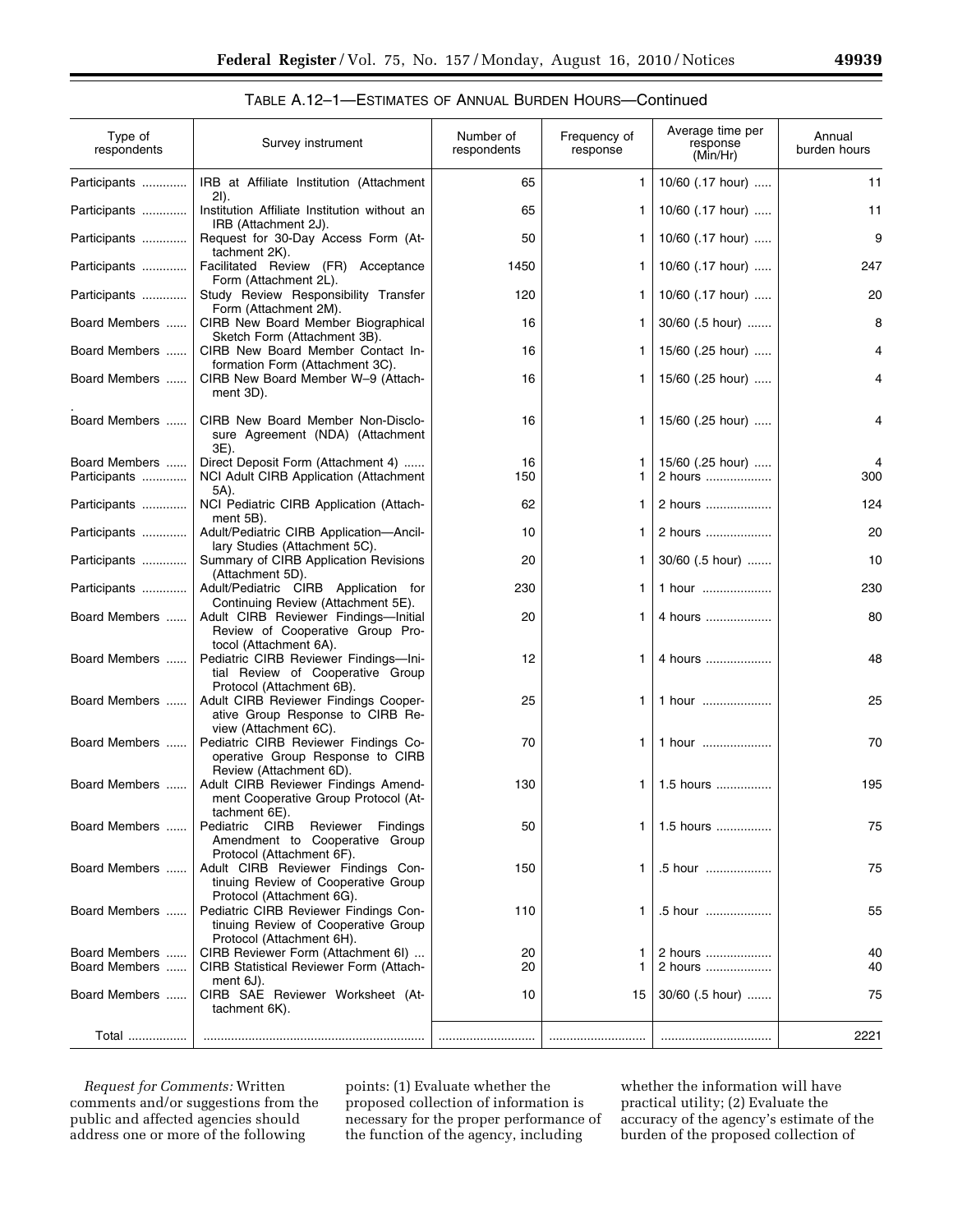TABLE A.12–1—ESTIMATES OF ANNUAL BURDEN HOURS—Continued

| Type of respondents | Survey instrument | Number of respondents | Frequency of response | Average time per response (Min/Hr) | Annual burden hours |
|---|---|---|---|---|---|
| Participants | IRB at Affiliate Institution (Attachment 2I). | 65 | 1 | 10/60 (.17 hour) | 11 |
| Participants | Institution Affiliate Institution without an IRB (Attachment 2J). | 65 | 1 | 10/60 (.17 hour) | 11 |
| Participants | Request for 30-Day Access Form (Attachment 2K). | 50 | 1 | 10/60 (.17 hour) | 9 |
| Participants | Facilitated Review (FR) Acceptance Form (Attachment 2L). | 1450 | 1 | 10/60 (.17 hour) | 247 |
| Participants | Study Review Responsibility Transfer Form (Attachment 2M). | 120 | 1 | 10/60 (.17 hour) | 20 |
| Board Members | CIRB New Board Member Biographical Sketch Form (Attachment 3B). | 16 | 1 | 30/60 (.5 hour) | 8 |
| Board Members | CIRB New Board Member Contact Information Form (Attachment 3C). | 16 | 1 | 15/60 (.25 hour) | 4 |
| Board Members | CIRB New Board Member W–9 (Attachment 3D). | 16 | 1 | 15/60 (.25 hour) | 4 |
| Board Members | CIRB New Board Member Non-Disclosure Agreement (NDA) (Attachment 3E). | 16 | 1 | 15/60 (.25 hour) | 4 |
| Board Members | Direct Deposit Form (Attachment 4) | 16 | 1 | 15/60 (.25 hour) | 4 |
| Participants | NCI Adult CIRB Application (Attachment 5A). | 150 | 1 | 2 hours | 300 |
| Participants | NCI Pediatric CIRB Application (Attachment 5B). | 62 | 1 | 2 hours | 124 |
| Participants | Adult/Pediatric CIRB Application—Ancillary Studies (Attachment 5C). | 10 | 1 | 2 hours | 20 |
| Participants | Summary of CIRB Application Revisions (Attachment 5D). | 20 | 1 | 30/60 (.5 hour) | 10 |
| Participants | Adult/Pediatric CIRB Application for Continuing Review (Attachment 5E). | 230 | 1 | 1 hour | 230 |
| Board Members | Adult CIRB Reviewer Findings—Initial Review of Cooperative Group Protocol (Attachment 6A). | 20 | 1 | 4 hours | 80 |
| Board Members | Pediatric CIRB Reviewer Findings—Initial Review of Cooperative Group Protocol (Attachment 6B). | 12 | 1 | 4 hours | 48 |
| Board Members | Adult CIRB Reviewer Findings Cooperative Group Response to CIRB Review (Attachment 6C). | 25 | 1 | 1 hour | 25 |
| Board Members | Pediatric CIRB Reviewer Findings Cooperative Group Response to CIRB Review (Attachment 6D). | 70 | 1 | 1 hour | 70 |
| Board Members | Adult CIRB Reviewer Findings Amendment Cooperative Group Protocol (Attachment 6E). | 130 | 1 | 1.5 hours | 195 |
| Board Members | Pediatric CIRB Reviewer Findings Amendment to Cooperative Group Protocol (Attachment 6F). | 50 | 1 | 1.5 hours | 75 |
| Board Members | Adult CIRB Reviewer Findings Continuing Review of Cooperative Group Protocol (Attachment 6G). | 150 | 1 | .5 hour | 75 |
| Board Members | Pediatric CIRB Reviewer Findings Continuing Review of Cooperative Group Protocol (Attachment 6H). | 110 | 1 | .5 hour | 55 |
| Board Members | CIRB Reviewer Form (Attachment 6I) | 20 | 1 | 2 hours | 40 |
| Board Members | CIRB Statistical Reviewer Form (Attachment 6J). | 20 | 1 | 2 hours | 40 |
| Board Members | CIRB SAE Reviewer Worksheet (Attachment 6K). | 10 | 15 | 30/60 (.5 hour) | 75 |
| Total | | | | | 2221 |

*Request for Comments:* Written comments and/or suggestions from the public and affected agencies should address one or more of the following points: (1) Evaluate whether the proposed collection of information is necessary for the proper performance of the function of the agency, including whether the information will have practical utility; (2) Evaluate the accuracy of the agency's estimate of the burden of the proposed collection of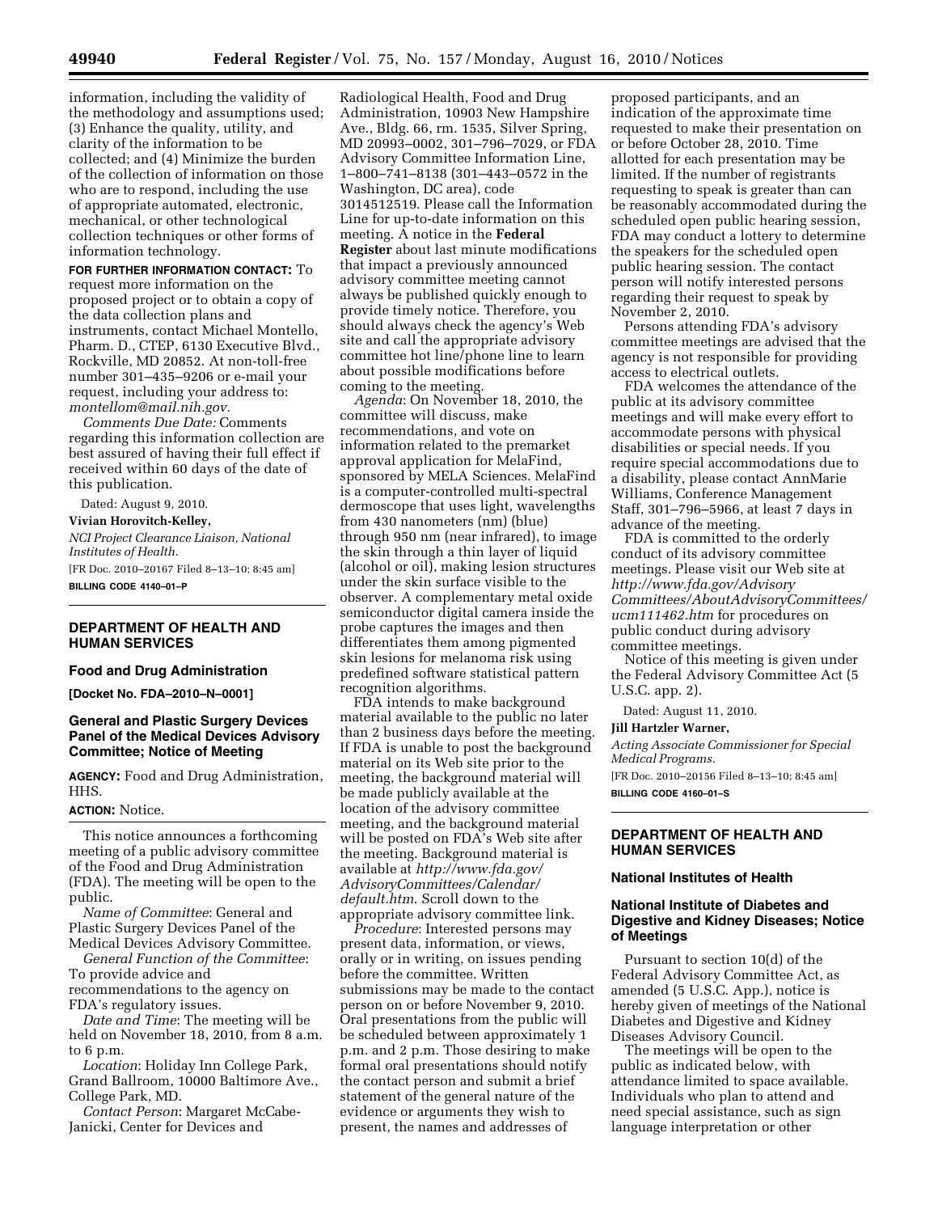information, including the validity of the methodology and assumptions used; (3) Enhance the quality, utility, and clarity of the information to be collected; and (4) Minimize the burden of the collection of information on those who are to respond, including the use of appropriate automated, electronic, mechanical, or other technological collection techniques or other forms of information technology.

**FOR FURTHER INFORMATION CONTACT:** To request more information on the proposed project or to obtain a copy of the data collection plans and instruments, contact Michael Montello, Pharm. D., CTEP, 6130 Executive Blvd., Rockville, MD 20852. At non-toll-free number 301–435–9206 or e-mail your request, including your address to: *montellom@mail.nih.gov.*

*Comments Due Date:* Comments regarding this information collection are best assured of having their full effect if received within 60 days of the date of this publication.

Dated: August 9, 2010.

**Vivian Horovitch-Kelley,**

*NCI Project Clearance Liaison, National Institutes of Health.*

[FR Doc. 2010–20167 Filed 8–13–10; 8:45 am]

**BILLING CODE 4140–01–P**

## DEPARTMENT OF HEALTH AND HUMAN SERVICES

### Food and Drug Administration

**[Docket No. FDA–2010–N–0001]**

### General and Plastic Surgery Devices Panel of the Medical Devices Advisory Committee; Notice of Meeting

**AGENCY:** Food and Drug Administration, HHS.

**ACTION:** Notice.

This notice announces a forthcoming meeting of a public advisory committee of the Food and Drug Administration (FDA). The meeting will be open to the public.

*Name of Committee*: General and Plastic Surgery Devices Panel of the Medical Devices Advisory Committee.

*General Function of the Committee*: To provide advice and recommendations to the agency on FDA's regulatory issues.

*Date and Time*: The meeting will be held on November 18, 2010, from 8 a.m. to 6 p.m.

*Location*: Holiday Inn College Park, Grand Ballroom, 10000 Baltimore Ave., College Park, MD.

*Contact Person*: Margaret McCabe-Janicki, Center for Devices and Radiological Health, Food and Drug Administration, 10903 New Hampshire Ave., Bldg. 66, rm. 1535, Silver Spring, MD 20993–0002, 301–796–7029, or FDA Advisory Committee Information Line, 1–800–741–8138 (301–443–0572 in the Washington, DC area), code 3014512519. Please call the Information Line for up-to-date information on this meeting. A notice in the **Federal Register** about last minute modifications that impact a previously announced advisory committee meeting cannot always be published quickly enough to provide timely notice. Therefore, you should always check the agency's Web site and call the appropriate advisory committee hot line/phone line to learn about possible modifications before coming to the meeting.

*Agenda*: On November 18, 2010, the committee will discuss, make recommendations, and vote on information related to the premarket approval application for MelaFind, sponsored by MELA Sciences. MelaFind is a computer-controlled multi-spectral dermoscope that uses light, wavelengths from 430 nanometers (nm) (blue) through 950 nm (near infrared), to image the skin through a thin layer of liquid (alcohol or oil), making lesion structures under the skin surface visible to the observer. A complementary metal oxide semiconductor digital camera inside the probe captures the images and then differentiates them among pigmented skin lesions for melanoma risk using predefined software statistical pattern recognition algorithms.

FDA intends to make background material available to the public no later than 2 business days before the meeting. If FDA is unable to post the background material on its Web site prior to the meeting, the background material will be made publicly available at the location of the advisory committee meeting, and the background material will be posted on FDA's Web site after the meeting. Background material is available at *http://www.fda.gov/AdvisoryCommittees/Calendar/default.htm.* Scroll down to the appropriate advisory committee link.

*Procedure*: Interested persons may present data, information, or views, orally or in writing, on issues pending before the committee. Written submissions may be made to the contact person on or before November 9, 2010. Oral presentations from the public will be scheduled between approximately 1 p.m. and 2 p.m. Those desiring to make formal oral presentations should notify the contact person and submit a brief statement of the general nature of the evidence or arguments they wish to present, the names and addresses of proposed participants, and an indication of the approximate time requested to make their presentation on or before October 28, 2010. Time allotted for each presentation may be limited. If the number of registrants requesting to speak is greater than can be reasonably accommodated during the scheduled open public hearing session, FDA may conduct a lottery to determine the speakers for the scheduled open public hearing session. The contact person will notify interested persons regarding their request to speak by November 2, 2010.

Persons attending FDA's advisory committee meetings are advised that the agency is not responsible for providing access to electrical outlets.

FDA welcomes the attendance of the public at its advisory committee meetings and will make every effort to accommodate persons with physical disabilities or special needs. If you require special accommodations due to a disability, please contact AnnMarie Williams, Conference Management Staff, 301–796–5966, at least 7 days in advance of the meeting.

FDA is committed to the orderly conduct of its advisory committee meetings. Please visit our Web site at *http://www.fda.gov/AdvisoryCommittees/AboutAdvisoryCommittees/ucm111462.htm* for procedures on public conduct during advisory committee meetings.

Notice of this meeting is given under the Federal Advisory Committee Act (5 U.S.C. app. 2).

Dated: August 11, 2010.

**Jill Hartzler Warner,**

*Acting Associate Commissioner for Special Medical Programs.*

[FR Doc. 2010–20156 Filed 8–13–10; 8:45 am]

**BILLING CODE 4160–01–S**

## DEPARTMENT OF HEALTH AND HUMAN SERVICES

### National Institutes of Health

### National Institute of Diabetes and Digestive and Kidney Diseases; Notice of Meetings

Pursuant to section 10(d) of the Federal Advisory Committee Act, as amended (5 U.S.C. App.), notice is hereby given of meetings of the National Diabetes and Digestive and Kidney Diseases Advisory Council.

The meetings will be open to the public as indicated below, with attendance limited to space available. Individuals who plan to attend and need special assistance, such as sign language interpretation or other